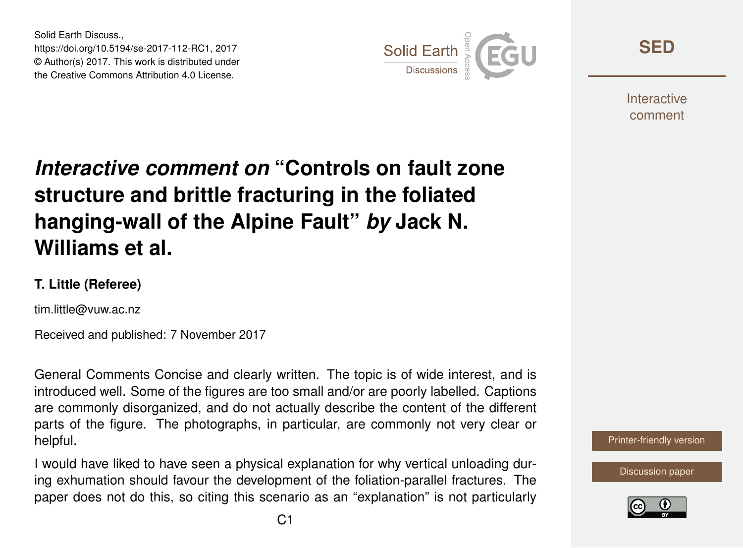Solid Earth Discuss.,
https://doi.org/10.5194/se-2017-112-RC1, 2017
© Author(s) 2017. This work is distributed under
the Creative Commons Attribution 4.0 License.

# *Interactive comment on* "Controls on fault zone structure and brittle fracturing in the foliated hanging-wall of the Alpine Fault" *by* Jack N. Williams et al.

**T. Little (Referee)**

tim.little@vuw.ac.nz

Received and published: 7 November 2017

General Comments Concise and clearly written. The topic is of wide interest, and is introduced well. Some of the figures are too small and/or are poorly labelled. Captions are commonly disorganized, and do not actually describe the content of the different parts of the figure. The photographs, in particular, are commonly not very clear or helpful.

I would have liked to have seen a physical explanation for why vertical unloading during exhumation should favour the development of the foliation-parallel fractures. The paper does not do this, so citing this scenario as an "explanation" is not particularly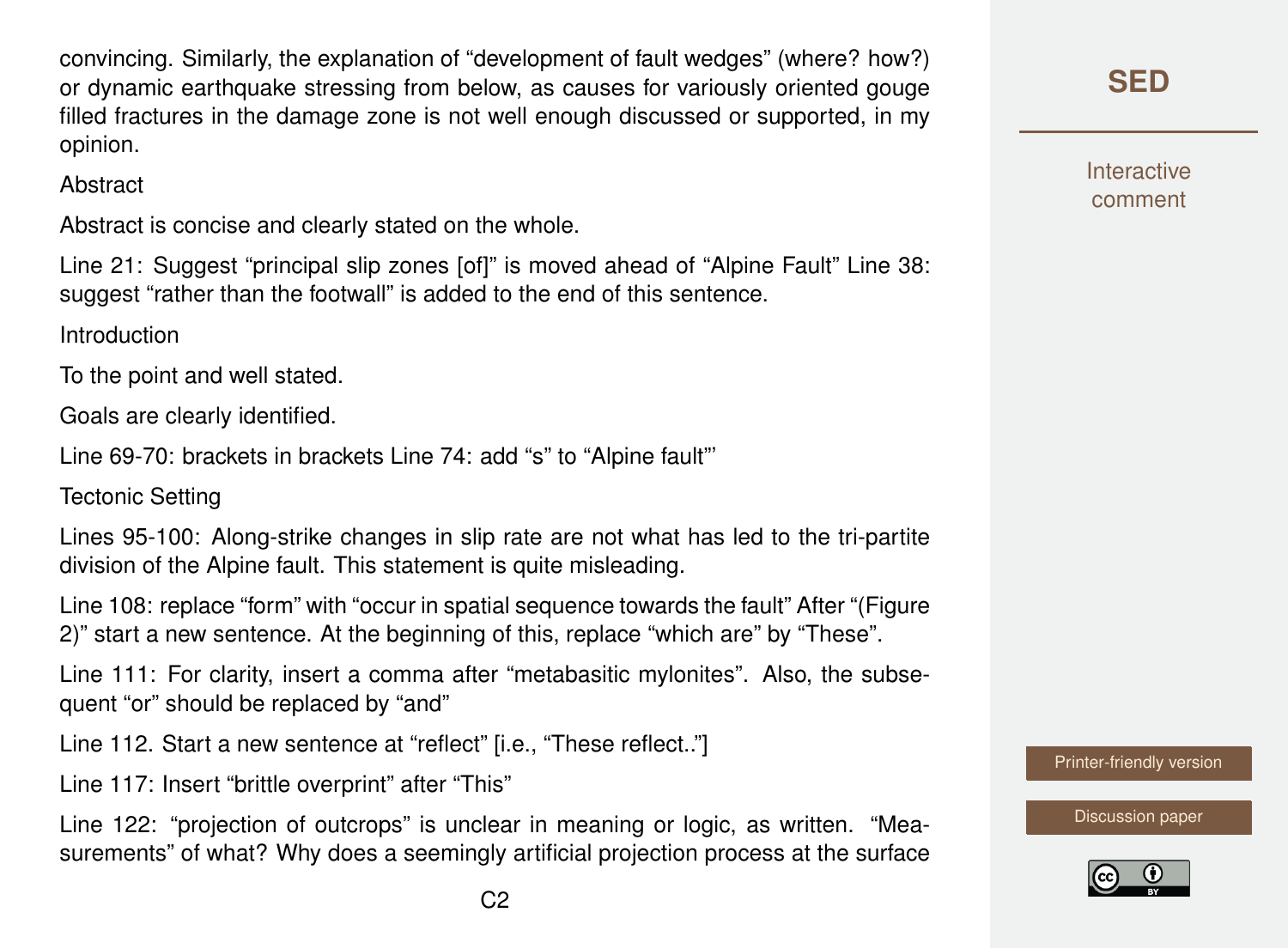convincing. Similarly, the explanation of "development of fault wedges" (where? how?) or dynamic earthquake stressing from below, as causes for variously oriented gouge filled fractures in the damage zone is not well enough discussed or supported, in my opinion.

Abstract

Abstract is concise and clearly stated on the whole.

Line 21: Suggest "principal slip zones [of]" is moved ahead of "Alpine Fault" Line 38: suggest "rather than the footwall" is added to the end of this sentence.

Introduction

To the point and well stated.

Goals are clearly identified.

Line 69-70: brackets in brackets Line 74: add "s" to "Alpine fault"'

Tectonic Setting

Lines 95-100: Along-strike changes in slip rate are not what has led to the tri-partite division of the Alpine fault. This statement is quite misleading.

Line 108: replace "form" with "occur in spatial sequence towards the fault" After "(Figure 2)" start a new sentence. At the beginning of this, replace "which are" by "These".

Line 111: For clarity, insert a comma after "metabasitic mylonites". Also, the subsequent "or" should be replaced by "and"

Line 112. Start a new sentence at "reflect" [i.e., "These reflect.."]

Line 117: Insert "brittle overprint" after "This"

Line 122: "projection of outcrops" is unclear in meaning or logic, as written. "Measurements" of what? Why does a seemingly artificial projection process at the surface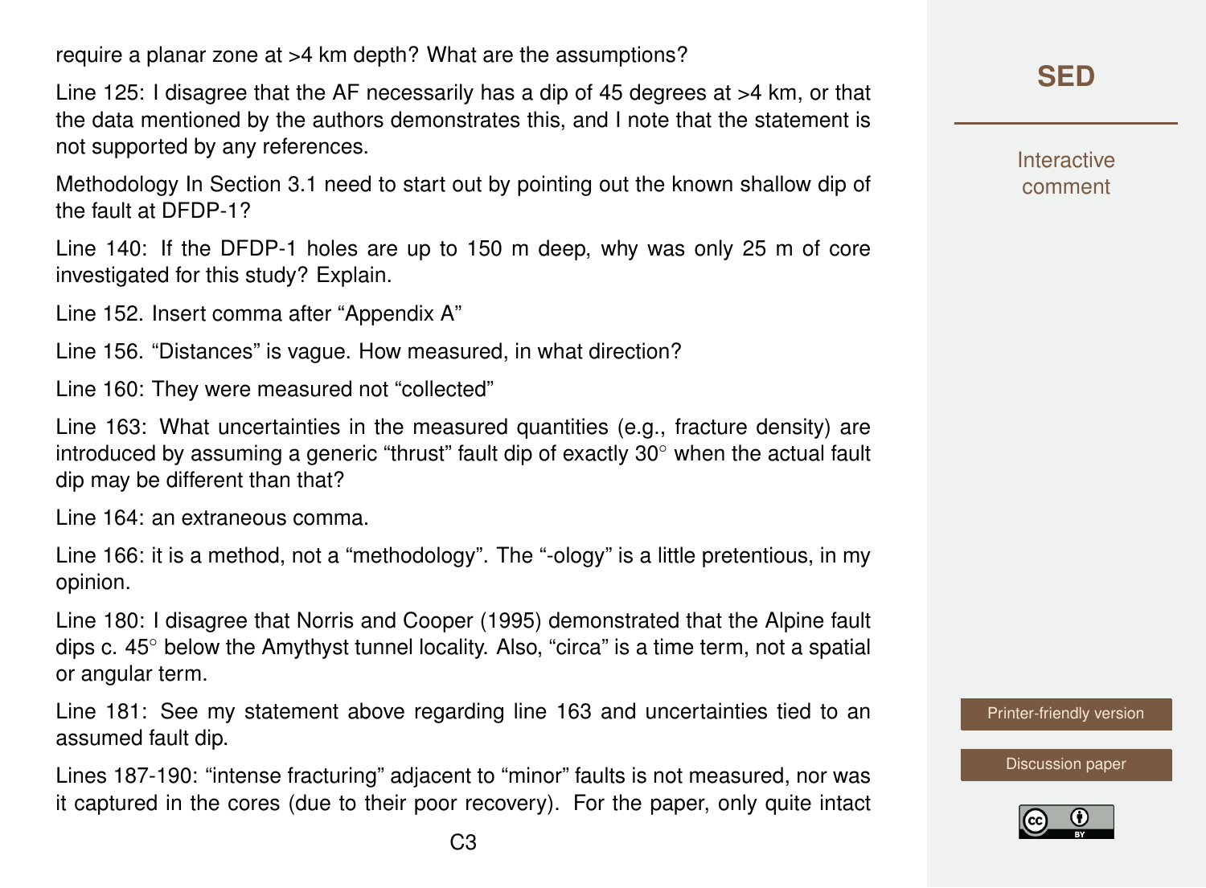require a planar zone at >4 km depth? What are the assumptions?

Line 125: I disagree that the AF necessarily has a dip of 45 degrees at >4 km, or that the data mentioned by the authors demonstrates this, and I note that the statement is not supported by any references.

Methodology In Section 3.1 need to start out by pointing out the known shallow dip of the fault at DFDP-1?

Line 140: If the DFDP-1 holes are up to 150 m deep, why was only 25 m of core investigated for this study? Explain.

Line 152. Insert comma after "Appendix A"

Line 156. "Distances" is vague. How measured, in what direction?

Line 160: They were measured not "collected"

Line 163: What uncertainties in the measured quantities (e.g., fracture density) are introduced by assuming a generic "thrust" fault dip of exactly 30° when the actual fault dip may be different than that?

Line 164: an extraneous comma.

Line 166: it is a method, not a "methodology". The "-ology" is a little pretentious, in my opinion.

Line 180: I disagree that Norris and Cooper (1995) demonstrated that the Alpine fault dips c. 45° below the Amythyst tunnel locality. Also, "circa" is a time term, not a spatial or angular term.

Line 181: See my statement above regarding line 163 and uncertainties tied to an assumed fault dip.

Lines 187-190: "intense fracturing" adjacent to "minor" faults is not measured, nor was it captured in the cores (due to their poor recovery). For the paper, only quite intact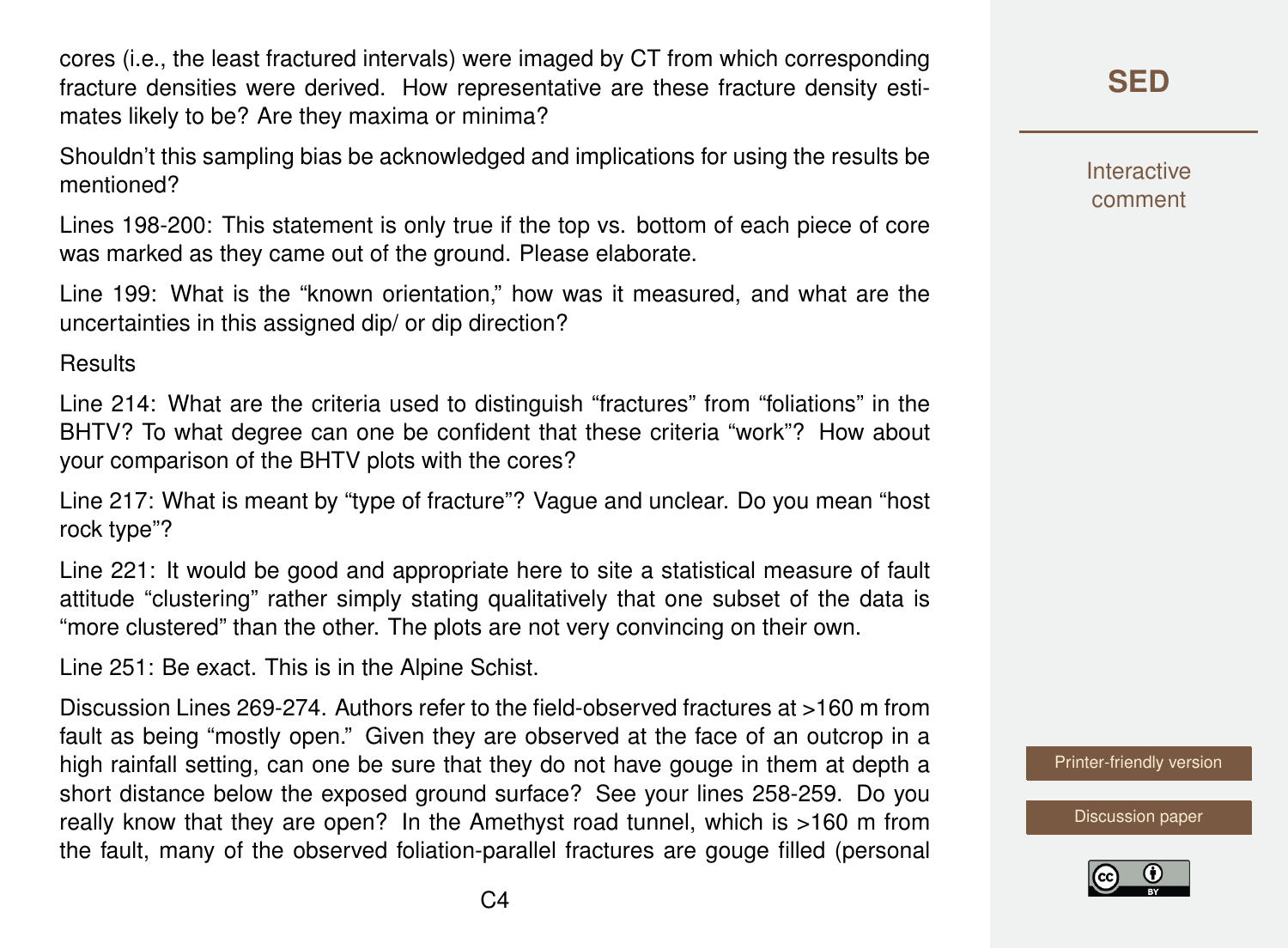cores (i.e., the least fractured intervals) were imaged by CT from which corresponding fracture densities were derived. How representative are these fracture density estimates likely to be? Are they maxima or minima?

Shouldn't this sampling bias be acknowledged and implications for using the results be mentioned?

Lines 198-200: This statement is only true if the top vs. bottom of each piece of core was marked as they came out of the ground. Please elaborate.

Line 199: What is the "known orientation," how was it measured, and what are the uncertainties in this assigned dip/ or dip direction?

Results

Line 214: What are the criteria used to distinguish "fractures" from "foliations" in the BHTV? To what degree can one be confident that these criteria "work"? How about your comparison of the BHTV plots with the cores?

Line 217: What is meant by "type of fracture"? Vague and unclear. Do you mean "host rock type"?

Line 221: It would be good and appropriate here to site a statistical measure of fault attitude "clustering" rather simply stating qualitatively that one subset of the data is "more clustered" than the other. The plots are not very convincing on their own.

Line 251: Be exact. This is in the Alpine Schist.

Discussion Lines 269-274. Authors refer to the field-observed fractures at >160 m from fault as being "mostly open." Given they are observed at the face of an outcrop in a high rainfall setting, can one be sure that they do not have gouge in them at depth a short distance below the exposed ground surface? See your lines 258-259. Do you really know that they are open? In the Amethyst road tunnel, which is >160 m from the fault, many of the observed foliation-parallel fractures are gouge filled (personal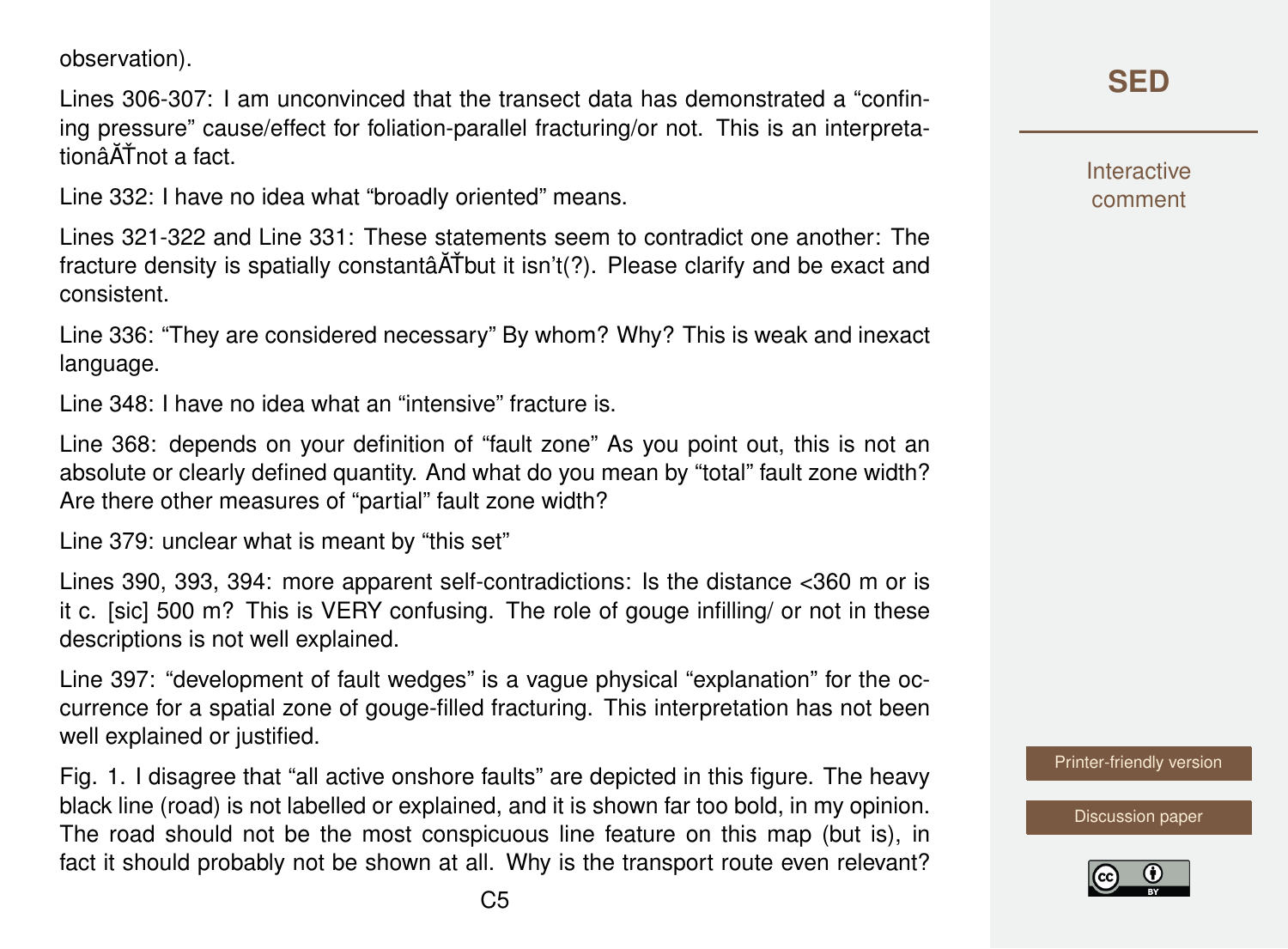observation).

Lines 306-307: I am unconvinced that the transect data has demonstrated a "confining pressure" cause/effect for foliation-parallel fracturing/or not. This is an interpretationâĂŤnot a fact.

Line 332: I have no idea what "broadly oriented" means.

Lines 321-322 and Line 331: These statements seem to contradict one another: The fracture density is spatially constantâĂŤbut it isn't(?). Please clarify and be exact and consistent.

Line 336: "They are considered necessary" By whom? Why? This is weak and inexact language.

Line 348: I have no idea what an "intensive" fracture is.

Line 368: depends on your definition of "fault zone" As you point out, this is not an absolute or clearly defined quantity. And what do you mean by "total" fault zone width? Are there other measures of "partial" fault zone width?

Line 379: unclear what is meant by "this set"

Lines 390, 393, 394: more apparent self-contradictions: Is the distance <360 m or is it c. [sic] 500 m? This is VERY confusing. The role of gouge infilling/ or not in these descriptions is not well explained.

Line 397: "development of fault wedges" is a vague physical "explanation" for the occurrence for a spatial zone of gouge-filled fracturing. This interpretation has not been well explained or justified.

Fig. 1. I disagree that "all active onshore faults" are depicted in this figure. The heavy black line (road) is not labelled or explained, and it is shown far too bold, in my opinion. The road should not be the most conspicuous line feature on this map (but is), in fact it should probably not be shown at all. Why is the transport route even relevant?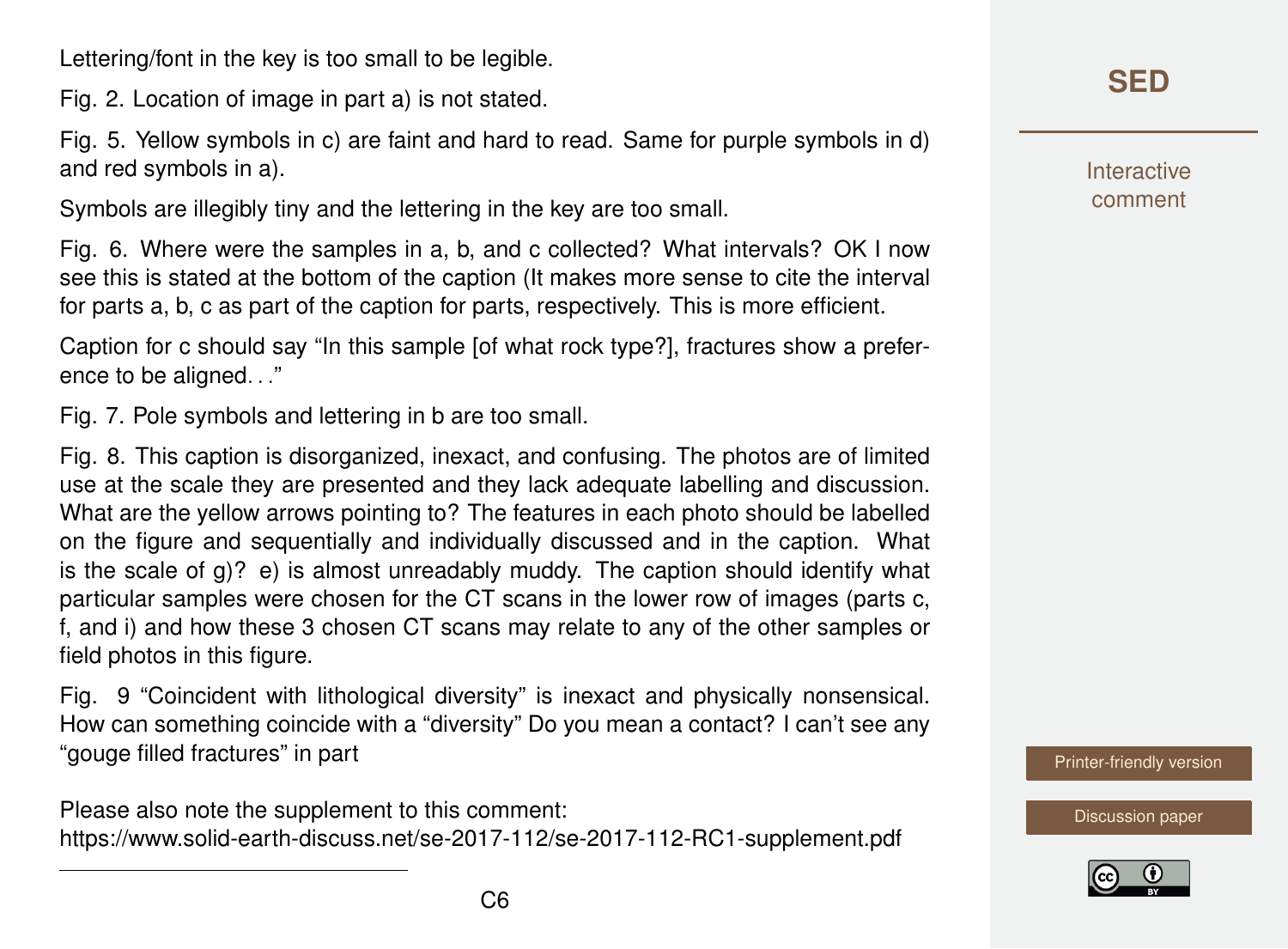Lettering/font in the key is too small to be legible.

Fig. 2. Location of image in part a) is not stated.

Fig. 5. Yellow symbols in c) are faint and hard to read. Same for purple symbols in d) and red symbols in a).

Symbols are illegibly tiny and the lettering in the key are too small.

Fig. 6. Where were the samples in a, b, and c collected? What intervals? OK I now see this is stated at the bottom of the caption (It makes more sense to cite the interval for parts a, b, c as part of the caption for parts, respectively. This is more efficient.

Caption for c should say "In this sample [of what rock type?], fractures show a preference to be aligned. . ."

Fig. 7. Pole symbols and lettering in b are too small.

Fig. 8. This caption is disorganized, inexact, and confusing. The photos are of limited use at the scale they are presented and they lack adequate labelling and discussion. What are the yellow arrows pointing to? The features in each photo should be labelled on the figure and sequentially and individually discussed and in the caption. What is the scale of g)? e) is almost unreadably muddy. The caption should identify what particular samples were chosen for the CT scans in the lower row of images (parts c, f, and i) and how these 3 chosen CT scans may relate to any of the other samples or field photos in this figure.

Fig. 9 "Coincident with lithological diversity" is inexact and physically nonsensical. How can something coincide with a "diversity" Do you mean a contact? I can't see any "gouge filled fractures" in part

Please also note the supplement to this comment:
https://www.solid-earth-discuss.net/se-2017-112/se-2017-112-RC1-supplement.pdf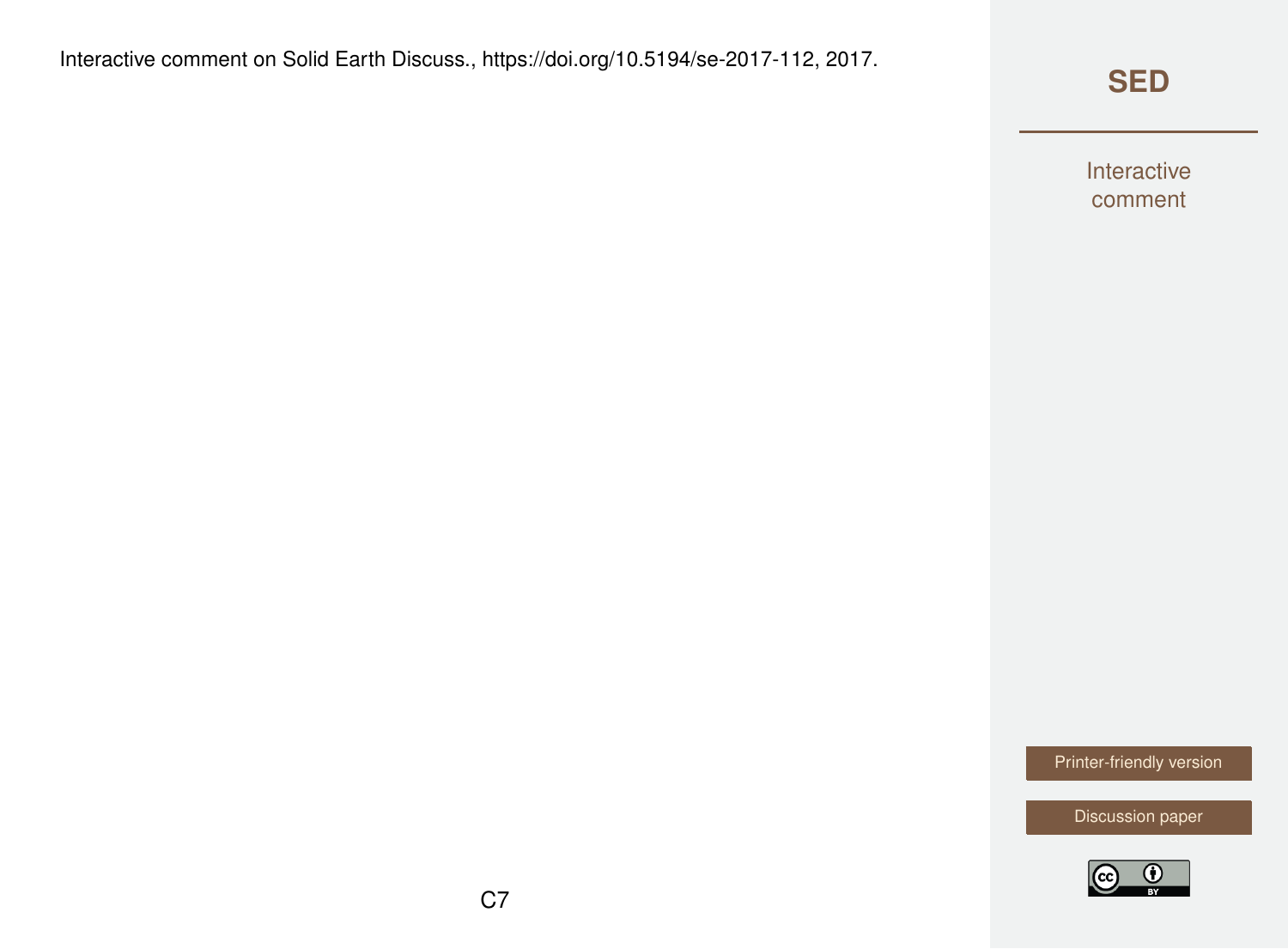Interactive comment on Solid Earth Discuss., https://doi.org/10.5194/se-2017-112, 2017.